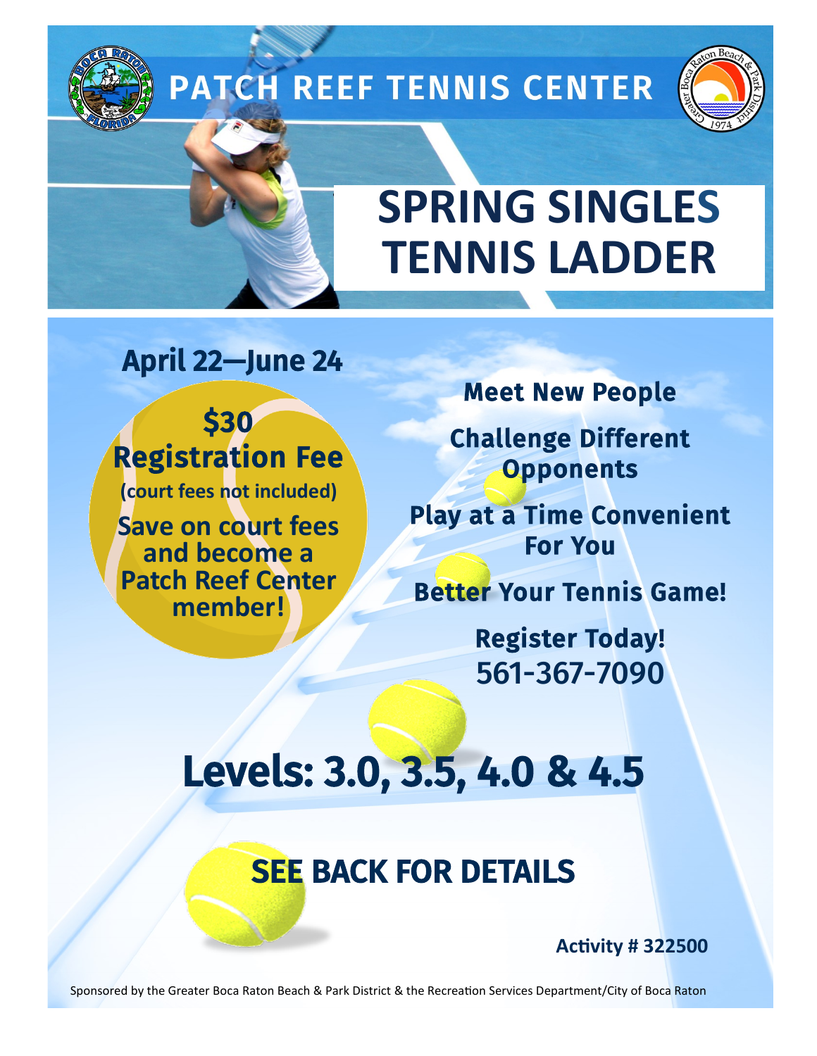# PATCH REEF TENNIS CENTER

# SPRING SINGLES TENNIS LADDER

## April 22—June 24

**$30 Registration Fee**

**(court fees not included)**

**Save on court fees and become a Patch Reef Center member!**

**Meet New People**

**Challenge Different Opponents**

**Play at a Time Convenient For You**

**Better Your Tennis Game!**

**Register Today!**

**561-367-7090**

## Levels: 3.0, 3.5, 4.0 & 4.5

## SEE BACK FOR DETAILS

**Activity # 322500**

Sponsored by the Greater Boca Raton Beach & Park District & the Recreation Services Department/City of Boca Raton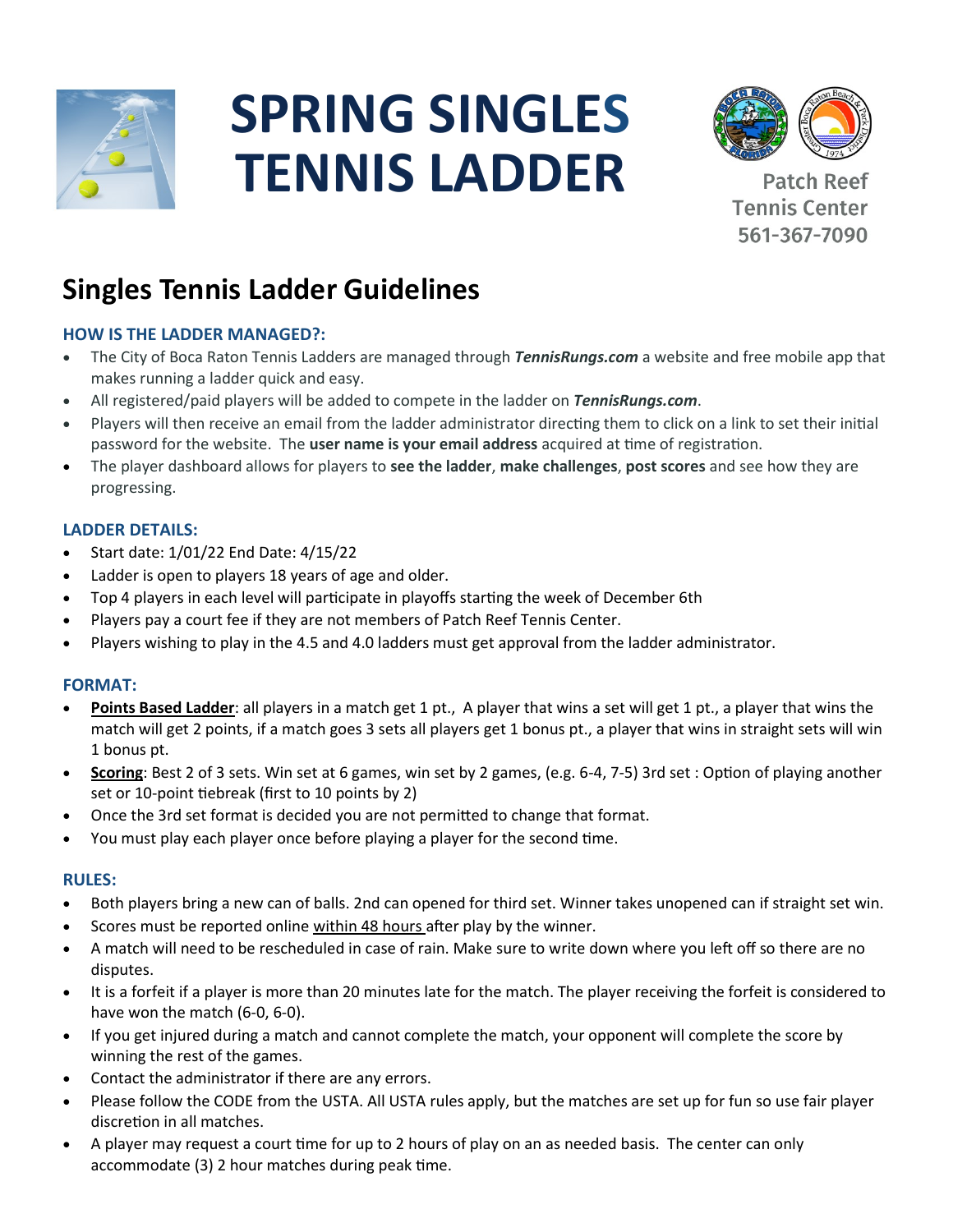# SPRING SINGLES TENNIS LADDER

Patch Reef Tennis Center
561-367-7090

## Singles Tennis Ladder Guidelines

### HOW IS THE LADDER MANAGED?:

- The City of Boca Raton Tennis Ladders are managed through ***TennisRungs.com*** a website and free mobile app that makes running a ladder quick and easy.
- All registered/paid players will be added to compete in the ladder on ***TennisRungs.com***.
- Players will then receive an email from the ladder administrator directing them to click on a link to set their initial password for the website. The **user name is your email address** acquired at time of registration.
- The player dashboard allows for players to **see the ladder**, **make challenges**, **post scores** and see how they are progressing.

### LADDER DETAILS:

- Start date: 1/01/22 End Date: 4/15/22
- Ladder is open to players 18 years of age and older.
- Top 4 players in each level will participate in playoffs starting the week of December 6th
- Players pay a court fee if they are not members of Patch Reef Tennis Center.
- Players wishing to play in the 4.5 and 4.0 ladders must get approval from the ladder administrator.

### FORMAT:

- **Points Based Ladder**: all players in a match get 1 pt., A player that wins a set will get 1 pt., a player that wins the match will get 2 points, if a match goes 3 sets all players get 1 bonus pt., a player that wins in straight sets will win 1 bonus pt.
- **Scoring**: Best 2 of 3 sets. Win set at 6 games, win set by 2 games, (e.g. 6-4, 7-5) 3rd set : Option of playing another set or 10-point tiebreak (first to 10 points by 2)
- Once the 3rd set format is decided you are not permitted to change that format.
- You must play each player once before playing a player for the second time.

### RULES:

- Both players bring a new can of balls. 2nd can opened for third set. Winner takes unopened can if straight set win.
- Scores must be reported online within 48 hours after play by the winner.
- A match will need to be rescheduled in case of rain. Make sure to write down where you left off so there are no disputes.
- It is a forfeit if a player is more than 20 minutes late for the match. The player receiving the forfeit is considered to have won the match (6-0, 6-0).
- If you get injured during a match and cannot complete the match, your opponent will complete the score by winning the rest of the games.
- Contact the administrator if there are any errors.
- Please follow the CODE from the USTA. All USTA rules apply, but the matches are set up for fun so use fair player discretion in all matches.
- A player may request a court time for up to 2 hours of play on an as needed basis. The center can only accommodate (3) 2 hour matches during peak time.